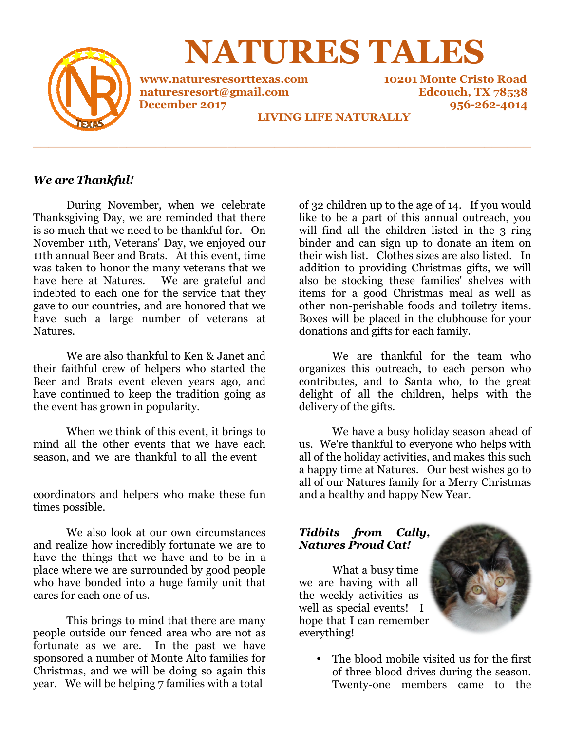# NATURES TALES

www.naturesresorttexas.com
naturesresort@gmail.com
December 2017

10201 Monte Cristo Road
Edcouch, TX 78538
956-262-4014

LIVING LIFE NATURALLY

---

***We are Thankful!***

During November, when we celebrate Thanksgiving Day, we are reminded that there is so much that we need to be thankful for. On November 11th, Veterans' Day, we enjoyed our 11th annual Beer and Brats. At this event, time was taken to honor the many veterans that we have here at Natures. We are grateful and indebted to each one for the service that they gave to our countries, and are honored that we have such a large number of veterans at Natures.

We are also thankful to Ken & Janet and their faithful crew of helpers who started the Beer and Brats event eleven years ago, and have continued to keep the tradition going as the event has grown in popularity.

When we think of this event, it brings to mind all the other events that we have each season, and we are thankful to all the event coordinators and helpers who make these fun times possible.

We also look at our own circumstances and realize how incredibly fortunate we are to have the things that we have and to be in a place where we are surrounded by good people who have bonded into a huge family unit that cares for each one of us.

This brings to mind that there are many people outside our fenced area who are not as fortunate as we are. In the past we have sponsored a number of Monte Alto families for Christmas, and we will be doing so again this year. We will be helping 7 families with a total of 32 children up to the age of 14. If you would like to be a part of this annual outreach, you will find all the children listed in the 3 ring binder and can sign up to donate an item on their wish list. Clothes sizes are also listed. In addition to providing Christmas gifts, we will also be stocking these families' shelves with items for a good Christmas meal as well as other non-perishable foods and toiletry items. Boxes will be placed in the clubhouse for your donations and gifts for each family.

We are thankful for the team who organizes this outreach, to each person who contributes, and to Santa who, to the great delight of all the children, helps with the delivery of the gifts.

We have a busy holiday season ahead of us. We're thankful to everyone who helps with all of the holiday activities, and makes this such a happy time at Natures. Our best wishes go to all of our Natures family for a Merry Christmas and a healthy and happy New Year.

***Tidbits from Cally, Natures Proud Cat!***

What a busy time we are having with all the weekly activities as well as special events! I hope that I can remember everything!

- The blood mobile visited us for the first of three blood drives during the season. Twenty-one members came to the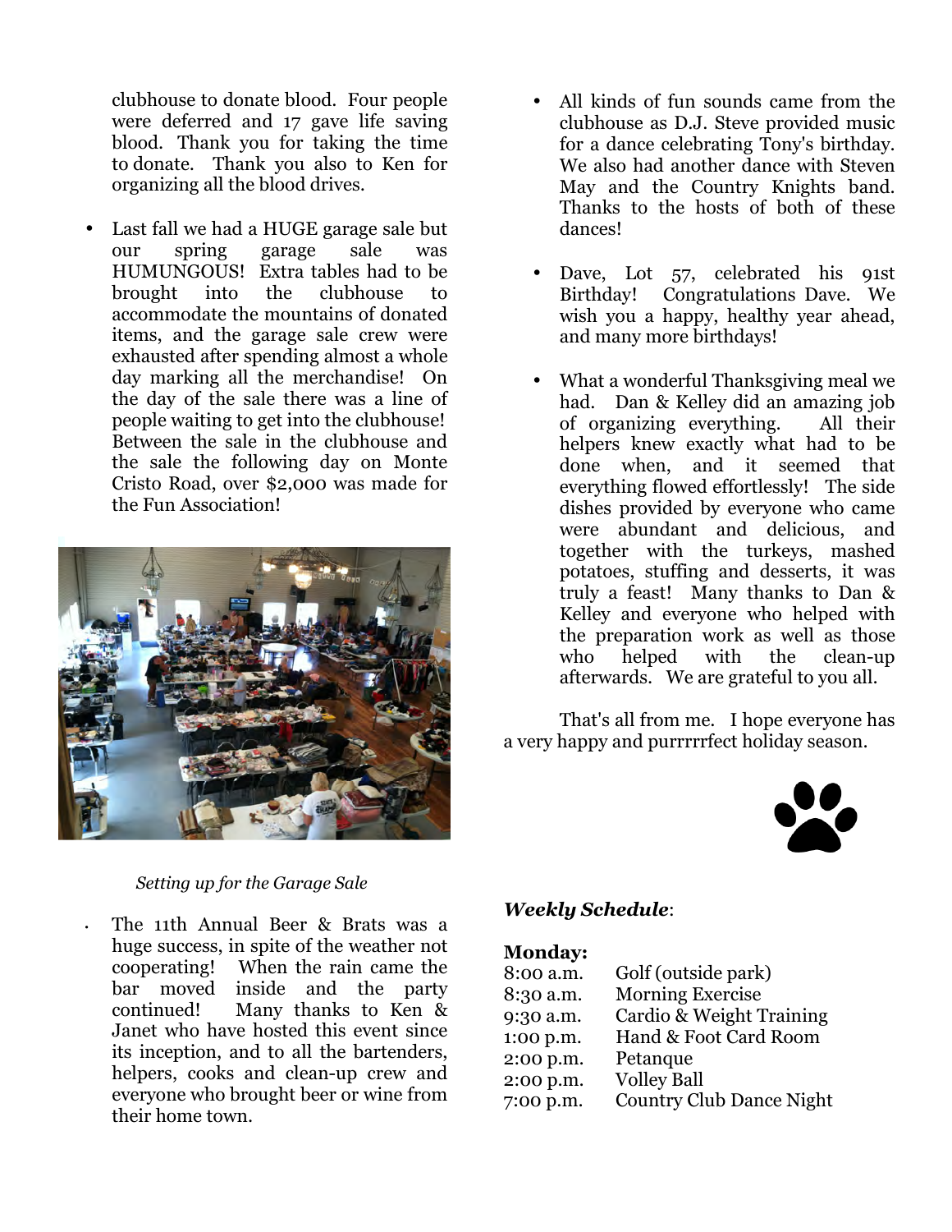clubhouse to donate blood. Four people were deferred and 17 gave life saving blood. Thank you for taking the time to donate. Thank you also to Ken for organizing all the blood drives.

- Last fall we had a HUGE garage sale but our spring garage sale was HUMUNGOUS! Extra tables had to be brought into the clubhouse to accommodate the mountains of donated items, and the garage sale crew were exhausted after spending almost a whole day marking all the merchandise! On the day of the sale there was a line of people waiting to get into the clubhouse! Between the sale in the clubhouse and the sale the following day on Monte Cristo Road, over $2,000 was made for the Fun Association!

*Setting up for the Garage Sale*

- The 11th Annual Beer & Brats was a huge success, in spite of the weather not cooperating! When the rain came the bar moved inside and the party continued! Many thanks to Ken & Janet who have hosted this event since its inception, and to all the bartenders, helpers, cooks and clean-up crew and everyone who brought beer or wine from their home town.

- All kinds of fun sounds came from the clubhouse as D.J. Steve provided music for a dance celebrating Tony's birthday. We also had another dance with Steven May and the Country Knights band. Thanks to the hosts of both of these dances!

- Dave, Lot 57, celebrated his 91st Birthday! Congratulations Dave. We wish you a happy, healthy year ahead, and many more birthdays!

- What a wonderful Thanksgiving meal we had. Dan & Kelley did an amazing job of organizing everything. All their helpers knew exactly what had to be done when, and it seemed that everything flowed effortlessly! The side dishes provided by everyone who came were abundant and delicious, and together with the turkeys, mashed potatoes, stuffing and desserts, it was truly a feast! Many thanks to Dan & Kelley and everyone who helped with the preparation work as well as those who helped with the clean-up afterwards. We are grateful to you all.

That's all from me. I hope everyone has a very happy and purrrrrfect holiday season.

***Weekly Schedule***:

**Monday:**

| | |
|---|---|
| 8:00 a.m. | Golf (outside park) |
| 8:30 a.m. | Morning Exercise |
| 9:30 a.m. | Cardio & Weight Training |
| 1:00 p.m. | Hand & Foot Card Room |
| 2:00 p.m. | Petanque |
| 2:00 p.m. | Volley Ball |
| 7:00 p.m. | Country Club Dance Night |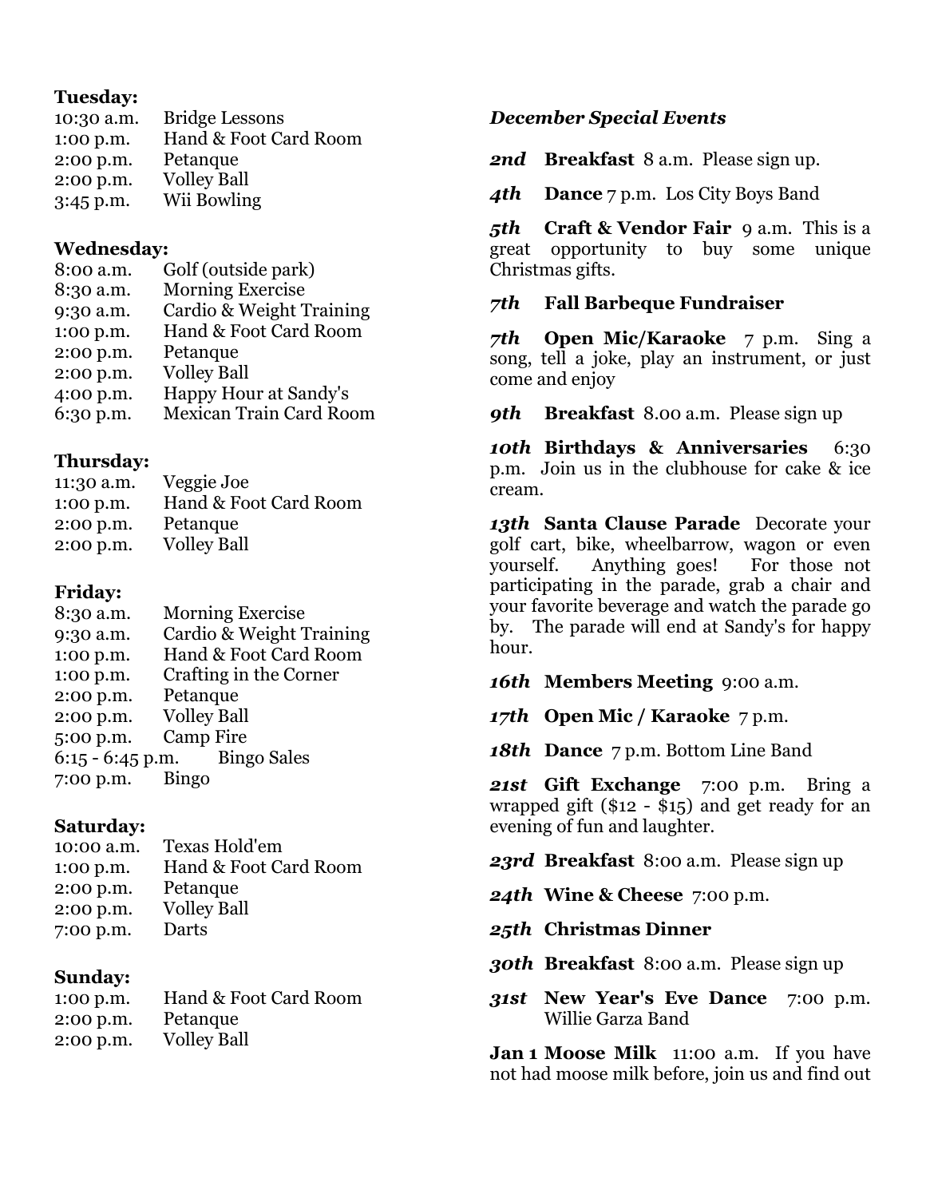**Tuesday:**

10:30 a.m. Bridge Lessons
1:00 p.m. Hand & Foot Card Room
2:00 p.m. Petanque
2:00 p.m. Volley Ball
3:45 p.m. Wii Bowling

**Wednesday:**

8:00 a.m. Golf (outside park)
8:30 a.m. Morning Exercise
9:30 a.m. Cardio & Weight Training
1:00 p.m. Hand & Foot Card Room
2:00 p.m. Petanque
2:00 p.m. Volley Ball
4:00 p.m. Happy Hour at Sandy's
6:30 p.m. Mexican Train Card Room

**Thursday:**

11:30 a.m. Veggie Joe
1:00 p.m. Hand & Foot Card Room
2:00 p.m. Petanque
2:00 p.m. Volley Ball

**Friday:**

8:30 a.m. Morning Exercise
9:30 a.m. Cardio & Weight Training
1:00 p.m. Hand & Foot Card Room
1:00 p.m. Crafting in the Corner
2:00 p.m. Petanque
2:00 p.m. Volley Ball
5:00 p.m. Camp Fire
6:15 - 6:45 p.m. Bingo Sales
7:00 p.m. Bingo

**Saturday:**

10:00 a.m. Texas Hold'em
1:00 p.m. Hand & Foot Card Room
2:00 p.m. Petanque
2:00 p.m. Volley Ball
7:00 p.m. Darts

**Sunday:**

1:00 p.m. Hand & Foot Card Room
2:00 p.m. Petanque
2:00 p.m. Volley Ball

***December Special Events***

***2nd*** **Breakfast** 8 a.m. Please sign up.

***4th*** **Dance** 7 p.m. Los City Boys Band

***5th*** **Craft & Vendor Fair** 9 a.m. This is a great opportunity to buy some unique Christmas gifts.

***7th*** **Fall Barbeque Fundraiser**

***7th*** **Open Mic/Karaoke** 7 p.m. Sing a song, tell a joke, play an instrument, or just come and enjoy

***9th*** **Breakfast** 8.00 a.m. Please sign up

***10th*** **Birthdays & Anniversaries** 6:30 p.m. Join us in the clubhouse for cake & ice cream.

***13th*** **Santa Clause Parade** Decorate your golf cart, bike, wheelbarrow, wagon or even yourself. Anything goes! For those not participating in the parade, grab a chair and your favorite beverage and watch the parade go by. The parade will end at Sandy's for happy hour.

***16th*** **Members Meeting** 9:00 a.m.

***17th*** **Open Mic / Karaoke** 7 p.m.

***18th*** **Dance** 7 p.m. Bottom Line Band

***21st*** **Gift Exchange** 7:00 p.m. Bring a wrapped gift ($12 - $15) and get ready for an evening of fun and laughter.

***23rd*** **Breakfast** 8:00 a.m. Please sign up

***24th*** **Wine & Cheese** 7:00 p.m.

***25th*** **Christmas Dinner**

***30th*** **Breakfast** 8:00 a.m. Please sign up

***31st*** **New Year's Eve Dance** 7:00 p.m. Willie Garza Band

**Jan 1 Moose Milk** 11:00 a.m. If you have not had moose milk before, join us and find out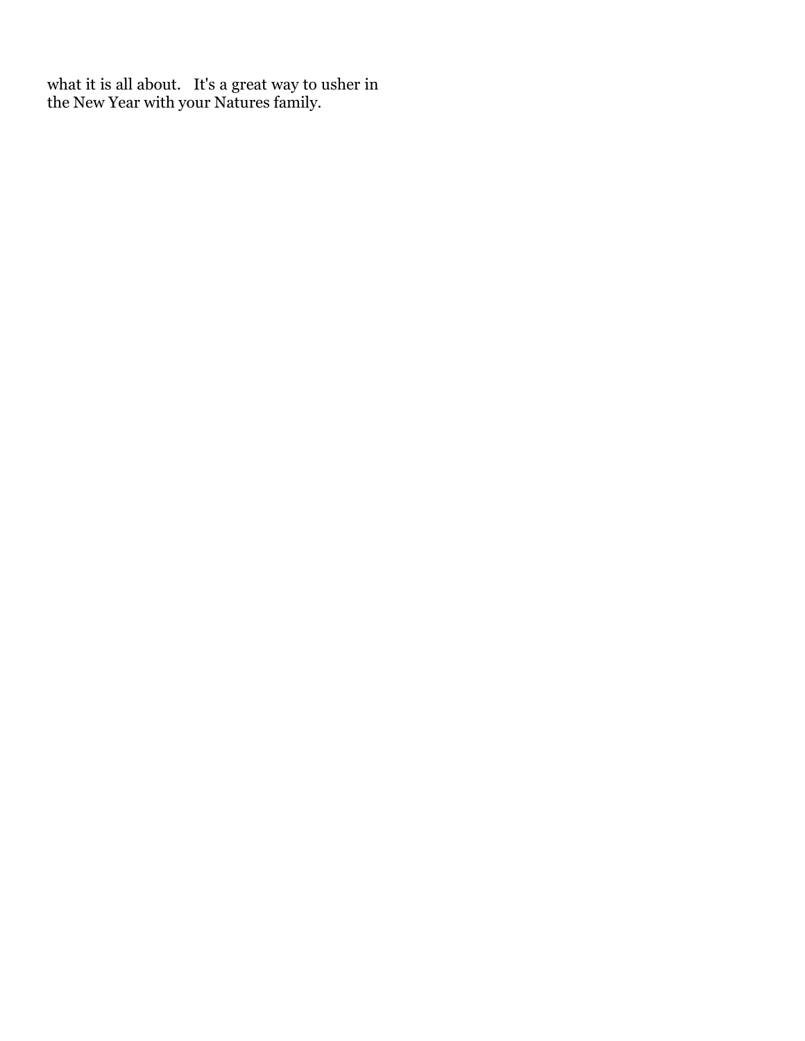what it is all about.   It's a great way to usher in the New Year with your Natures family.